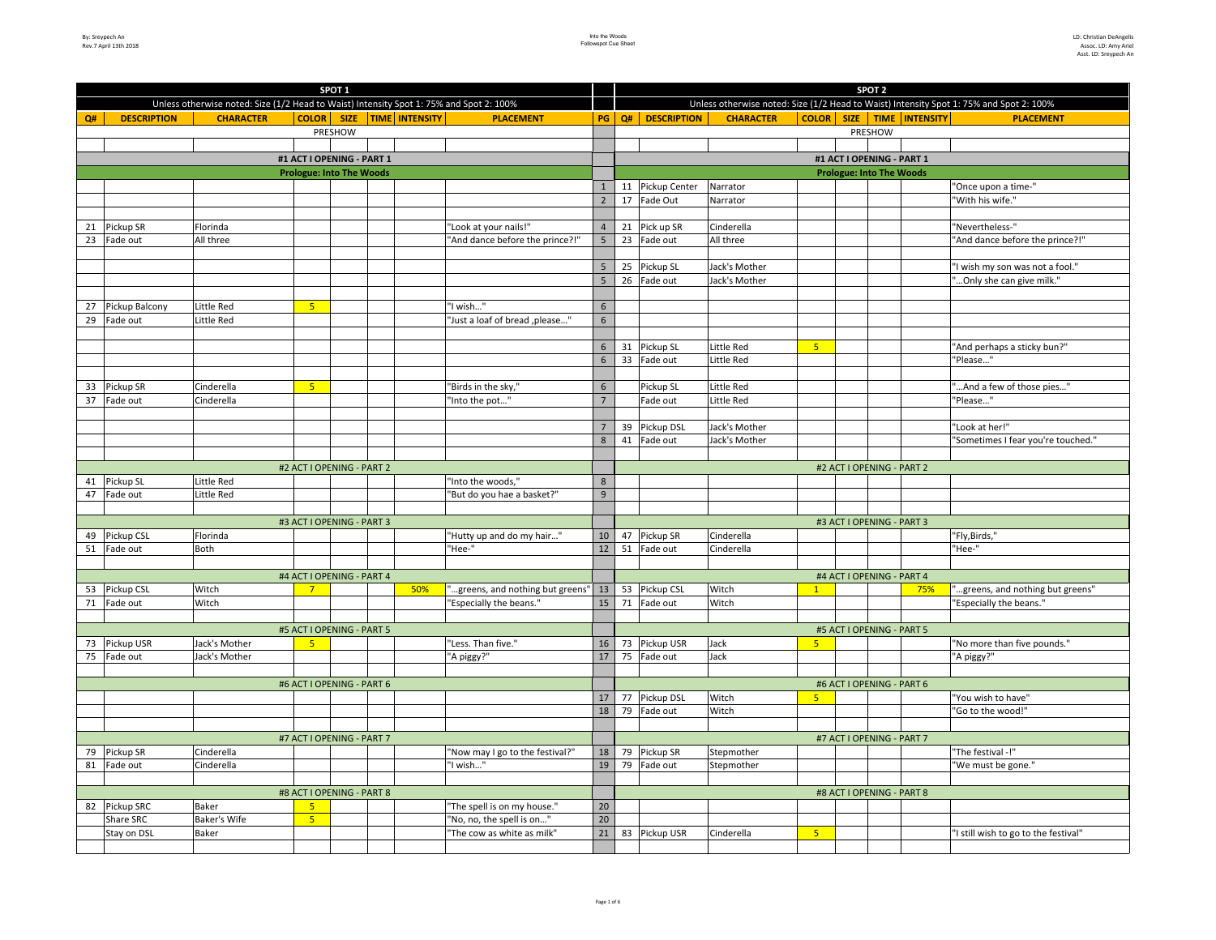By: Sreypech An
Rev.7 April 13th 2018

Into the Woods
Followspot Cue Sheet

LD: Christian DeAngelis
Assoc. LD: Amy Ariel
Asst. LD: Sreypech An

| SPOT 1 | | | | | | | | | SPOT 2 | | | | | | | |
|---|---|---|---|---|---|---|---|---|---|---|---|---|---|---|---|---|
| Unless otherwise noted: Size (1/2 Head to Waist) Intensity Spot 1: 75% and Spot 2: 100% | | | | | | | | | Unless otherwise noted: Size (1/2 Head to Waist) Intensity Spot 1: 75% and Spot 2: 100% | | | | | | | |
| Q# | DESCRIPTION | CHARACTER | COLOR | SIZE | TIME | INTENSITY | PLACEMENT | PG | Q# | DESCRIPTION | CHARACTER | COLOR | SIZE | TIME | INTENSITY | PLACEMENT |
| PRESHOW | | | | | | | | | PRESHOW | | | | | | | |
| #1 ACT I OPENING - PART 1 | | | | | | | | | #1 ACT I OPENING - PART 1 | | | | | | | |
| Prologue: Into The Woods | | | | | | | | | Prologue: Into The Woods | | | | | | | |
| | | | | | | | | 1 | 11 | Pickup Center | Narrator | | | | | "Once upon a time-" |
| | | | | | | | | 2 | 17 | Fade Out | Narrator | | | | | "With his wife." |
| 21 | Pickup SR | Florinda | | | | | "Look at your nails!" | 4 | 21 | Pick up SR | Cinderella | | | | | "Nevertheless-" |
| 23 | Fade out | All three | | | | | "And dance before the prince?!" | 5 | 23 | Fade out | All three | | | | | "And dance before the prince?!" |
| | | | | | | | | 5 | 25 | Pickup SL | Jack's Mother | | | | | "I wish my son was not a fool." |
| | | | | | | | | 5 | 26 | Fade out | Jack's Mother | | | | | "...Only she can give milk." |
| 27 | Pickup Balcony | Little Red | 5 | | | | "I wish..." | 6 | | | | | | | | |
| 29 | Fade out | Little Red | | | | | "Just a loaf of bread ,please..." | 6 | | | | | | | | |
| | | | | | | | | 6 | 31 | Pickup SL | Little Red | 5 | | | | "And perhaps a sticky bun?" |
| | | | | | | | | 6 | 33 | Fade out | Little Red | | | | | "Please..." |
| 33 | Pickup SR | Cinderella | 5 | | | | "Birds in the sky," | 6 | | Pickup SL | Little Red | | | | | "...And a few of those pies..." |
| 37 | Fade out | Cinderella | | | | | "Into the pot..." | 7 | | Fade out | Little Red | | | | | "Please..." |
| | | | | | | | | 7 | 39 | Pickup DSL | Jack's Mother | | | | | "Look at her!" |
| | | | | | | | | 8 | 41 | Fade out | Jack's Mother | | | | | "Sometimes I fear you're touched." |
| #2 ACT I OPENING - PART 2 | | | | | | | | | #2 ACT I OPENING - PART 2 | | | | | | | |
| 41 | Pickup SL | Little Red | | | | | "Into the woods," | 8 | | | | | | | | |
| 47 | Fade out | Little Red | | | | | "But do you hae a basket?" | 9 | | | | | | | | |
| #3 ACT I OPENING - PART 3 | | | | | | | | | #3 ACT I OPENING - PART 3 | | | | | | | |
| 49 | Pickup CSL | Florinda | | | | | "Hutty up and do my hair..." | 10 | 47 | Pickup SR | Cinderella | | | | | "Fly,Birds," |
| 51 | Fade out | Both | | | | | "Hee-" | 12 | 51 | Fade out | Cinderella | | | | | "Hee-" |
| #4 ACT I OPENING - PART 4 | | | | | | | | | #4 ACT I OPENING - PART 4 | | | | | | | |
| 53 | Pickup CSL | Witch | 7 | | | 50% | "...greens, and nothing but greens" | 13 | 53 | Pickup CSL | Witch | 1 | | | 75% | "...greens, and nothing but greens" |
| 71 | Fade out | Witch | | | | | "Especially the beans." | 15 | 71 | Fade out | Witch | | | | | "Especially the beans." |
| #5 ACT I OPENING - PART 5 | | | | | | | | | #5 ACT I OPENING - PART 5 | | | | | | | |
| 73 | Pickup USR | Jack's Mother | 5 | | | | "Less. Than five." | 16 | 73 | Pickup USR | Jack | 5 | | | | "No more than five pounds." |
| 75 | Fade out | Jack's Mother | | | | | "A piggy?" | 17 | 75 | Fade out | Jack | | | | | "A piggy?" |
| #6 ACT I OPENING - PART 6 | | | | | | | | | #6 ACT I OPENING - PART 6 | | | | | | | |
| | | | | | | | | 17 | 77 | Pickup DSL | Witch | 5 | | | | "You wish to have" |
| | | | | | | | | 18 | 79 | Fade out | Witch | | | | | "Go to the wood!" |
| #7 ACT I OPENING - PART 7 | | | | | | | | | #7 ACT I OPENING - PART 7 | | | | | | | |
| 79 | Pickup SR | Cinderella | | | | | "Now may I go to the festival?" | 18 | 79 | Pickup SR | Stepmother | | | | | "The festival -!" |
| 81 | Fade out | Cinderella | | | | | "I wish..." | 19 | 79 | Fade out | Stepmother | | | | | "We must be gone." |
| #8 ACT I OPENING - PART 8 | | | | | | | | | #8 ACT I OPENING - PART 8 | | | | | | | |
| 82 | Pickup SRC | Baker | 5 | | | | "The spell is on my house." | 20 | | | | | | | | |
| | Share SRC | Baker's Wife | 5 | | | | "No, no, the spell is on..." | 20 | | | | | | | | |
| | Stay on DSL | Baker | | | | | "The cow as white as milk" | 21 | 83 | Pickup USR | Cinderella | 5 | | | | "I still wish to go to the festival" |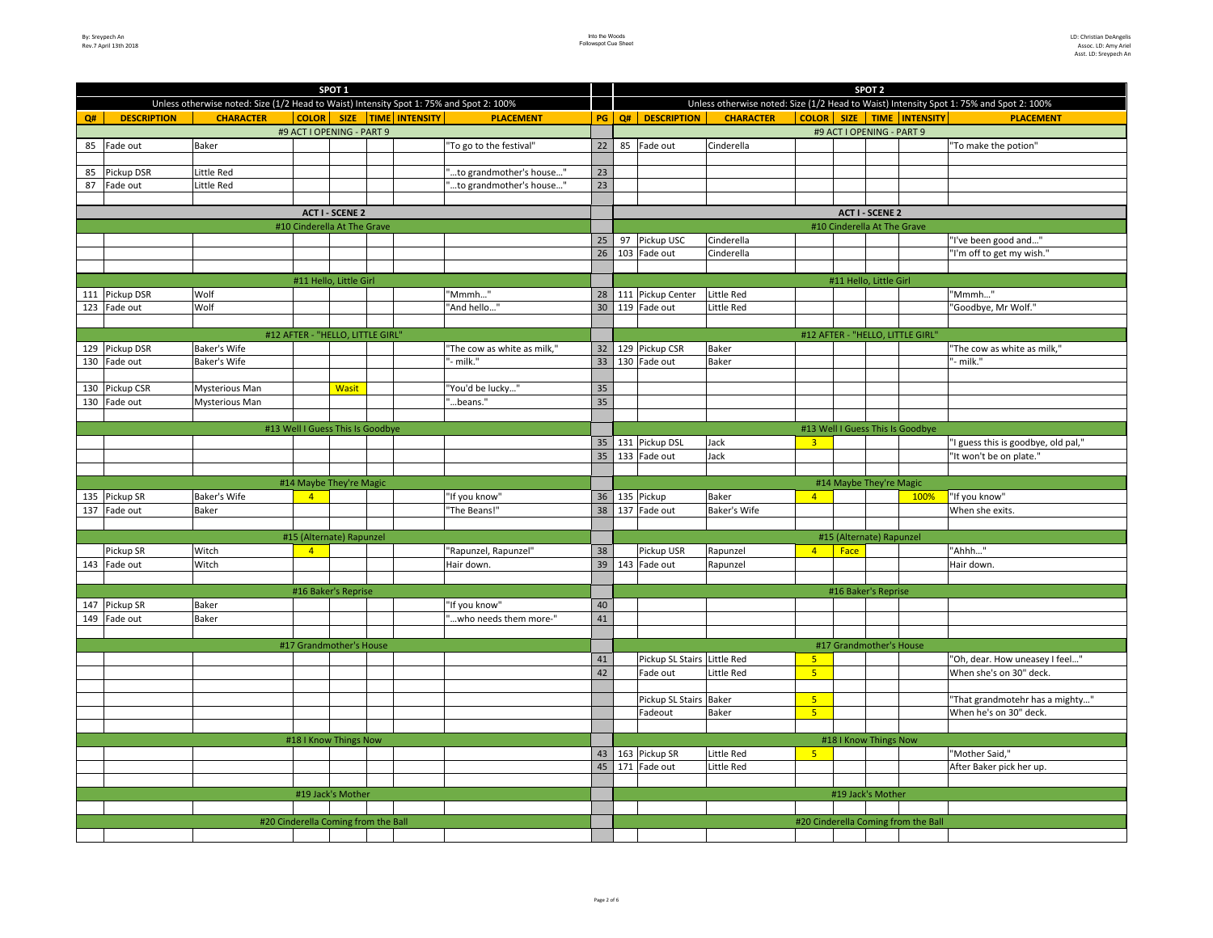| SPOT 1 | | | | | | | | | SPOT 2 | | | | | | | |
|---|---|---|---|---|---|---|---|---|---|---|---|---|---|---|---|---|
| Unless otherwise noted: Size (1/2 Head to Waist) Intensity Spot 1: 75% and Spot 2: 100% | | | | | | | | | Unless otherwise noted: Size (1/2 Head to Waist) Intensity Spot 1: 75% and Spot 2: 100% | | | | | | | |
| Q# | DESCRIPTION | CHARACTER | COLOR | SIZE | TIME | INTENSITY | PLACEMENT | PG | Q# | DESCRIPTION | CHARACTER | COLOR | SIZE | TIME | INTENSITY | PLACEMENT |
| #9 ACT I OPENING - PART 9 | | | | | | | | | #9 ACT I OPENING - PART 9 | | | | | | | |
| 85 | Fade out | Baker | | | | | "To go to the festival" | 22 | 85 | Fade out | Cinderella | | | | | "To make the potion" |
| 85 | Pickup DSR | Little Red | | | | | "...to grandmother's house..." | 23 | | | | | | | | |
| 87 | Fade out | Little Red | | | | | "...to grandmother's house..." | 23 | | | | | | | | |
| ACT I - SCENE 2 | | | | | | | | | ACT I - SCENE 2 | | | | | | | |
| #10 Cinderella At The Grave | | | | | | | | | #10 Cinderella At The Grave | | | | | | | |
| | | | | | | | | 25 | 97 | Pickup USC | Cinderella | | | | | "I've been good and..." |
| | | | | | | | | 26 | 103 | Fade out | Cinderella | | | | | "I'm off to get my wish." |
| #11 Hello, Little Girl | | | | | | | | | #11 Hello, Little Girl | | | | | | | |
| 111 | Pickup DSR | Wolf | | | | | "Mmmh..." | 28 | 111 | Pickup Center | Little Red | | | | | "Mmmh..." |
| 123 | Fade out | Wolf | | | | | "And hello..." | 30 | 119 | Fade out | Little Red | | | | | "Goodbye, Mr Wolf." |
| #12 AFTER - "HELLO, LITTLE GIRL" | | | | | | | | | #12 AFTER - "HELLO, LITTLE GIRL" | | | | | | | |
| 129 | Pickup DSR | Baker's Wife | | | | | "The cow as white as milk," | 32 | 129 | Pickup CSR | Baker | | | | | "The cow as white as milk," |
| 130 | Fade out | Baker's Wife | | | | | "- milk." | 33 | 130 | Fade out | Baker | | | | | "- milk." |
| 130 | Pickup CSR | Mysterious Man | | Wasit | | | "You'd be lucky..." | 35 | | | | | | | | |
| 130 | Fade out | Mysterious Man | | | | | "...beans." | 35 | | | | | | | | |
| #13 Well I Guess This Is Goodbye | | | | | | | | | #13 Well I Guess This Is Goodbye | | | | | | | |
| | | | | | | | | 35 | 131 | Pickup DSL | Jack | 3 | | | | "I guess this is goodbye, old pal," |
| | | | | | | | | 35 | 133 | Fade out | Jack | | | | | "It won't be on plate." |
| #14 Maybe They're Magic | | | | | | | | | #14 Maybe They're Magic | | | | | | | |
| 135 | Pickup SR | Baker's Wife | 4 | | | | "If you know" | 36 | 135 | Pickup | Baker | 4 | | | 100% | "If you know" |
| 137 | Fade out | Baker | | | | | "The Beans!" | 38 | 137 | Fade out | Baker's Wife | | | | | When she exits. |
| #15 (Alternate) Rapunzel | | | | | | | | | #15 (Alternate) Rapunzel | | | | | | | |
| | Pickup SR | Witch | 4 | | | | "Rapunzel, Rapunzel" | 38 | | Pickup USR | Rapunzel | 4 | Face | | | "Ahhh..." |
| 143 | Fade out | Witch | | | | | Hair down. | 39 | 143 | Fade out | Rapunzel | | | | | Hair down. |
| #16 Baker's Reprise | | | | | | | | | #16 Baker's Reprise | | | | | | | |
| 147 | Pickup SR | Baker | | | | | "If you know" | 40 | | | | | | | | |
| 149 | Fade out | Baker | | | | | "...who needs them more-" | 41 | | | | | | | | |
| #17 Grandmother's House | | | | | | | | | #17 Grandmother's House | | | | | | | |
| | | | | | | | | 41 | | Pickup SL Stairs | Little Red | 5 | | | | "Oh, dear. How uneasey I feel..." |
| | | | | | | | | 42 | | Fade out | Little Red | 5 | | | | When she's on 30" deck. |
| | | | | | | | | | | Pickup SL Stairs | Baker | 5 | | | | "That grandmotehr has a mighty..." |
| | | | | | | | | | | Fadeout | Baker | 5 | | | | When he's on 30" deck. |
| #18 I Know Things Now | | | | | | | | | #18 I Know Things Now | | | | | | | |
| | | | | | | | | 43 | 163 | Pickup SR | Little Red | 5 | | | | "Mother Said," |
| | | | | | | | | 45 | 171 | Fade out | Little Red | | | | | After Baker pick her up. |
| #19 Jack's Mother | | | | | | | | | #19 Jack's Mother | | | | | | | |
| #20 Cinderella Coming from the Ball | | | | | | | | | #20 Cinderella Coming from the Ball | | | | | | | |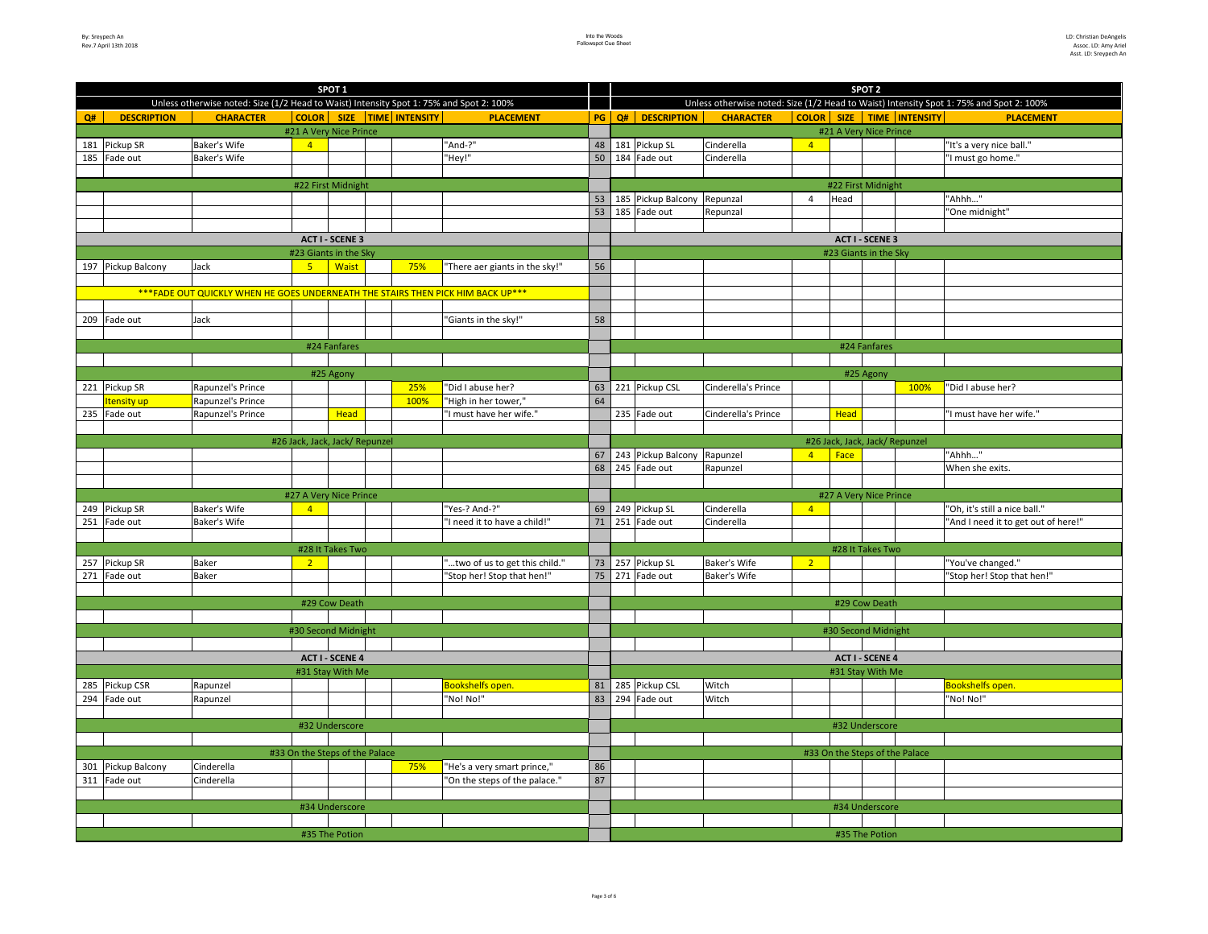## SPOT 1

Unless otherwise noted: Size (1/2 Head to Waist) Intensity Spot 1: 75% and Spot 2: 100%

| Q# | DESCRIPTION | CHARACTER | COLOR | SIZE | TIME | INTENSITY | PLACEMENT | PG |
|---|---|---|---|---|---|---|---|---|
| | | | #21 A Very Nice Prince | | | | | |
| 181 | Pickup SR | Baker's Wife | 4 | | | | "And-?" | 48 |
| 185 | Fade out | Baker's Wife | | | | | "Hey!" | 50 |
| | | | #22 First Midnight | | | | | |
| | | | ACT I - SCENE 3 | | | | | |
| | | | #23 Giants in the Sky | | | | | |
| 197 | Pickup Balcony | Jack | 5 | Waist | | 75% | "There aer giants in the sky!" | 56 |
| | ***FADE OUT QUICKLY WHEN HE GOES UNDERNEATH THE STAIRS THEN PICK HIM BACK UP*** | | | | | | | |
| 209 | Fade out | Jack | | | | | "Giants in the sky!" | 58 |
| | | | #24 Fanfares | | | | | |
| | | | #25 Agony | | | | | |
| 221 | Pickup SR | Rapunzel's Prince | | | | 25% | "Did I abuse her? | 63 |
| | Itensity up | Rapunzel's Prince | | | | 100% | "High in her tower," | 64 |
| 235 | Fade out | Rapunzel's Prince | | Head | | | "I must have her wife." | |
| | | | #26 Jack, Jack, Jack/ Repunzel | | | | | |
| | | | #27 A Very Nice Prince | | | | | |
| 249 | Pickup SR | Baker's Wife | 4 | | | | "Yes-? And-?" | 69 |
| 251 | Fade out | Baker's Wife | | | | | "I need it to have a child!" | 71 |
| | | | #28 It Takes Two | | | | | |
| 257 | Pickup SR | Baker | 2 | | | | "...two of us to get this child." | 73 |
| 271 | Fade out | Baker | | | | | "Stop her! Stop that hen!" | 75 |
| | | | #29 Cow Death | | | | | |
| | | | #30 Second Midnight | | | | | |
| | | | ACT I - SCENE 4 | | | | | |
| | | | #31 Stay With Me | | | | | |
| 285 | Pickup CSR | Rapunzel | | | | | Bookshelfs open. | 81 |
| 294 | Fade out | Rapunzel | | | | | "No! No!" | 83 |
| | | | #32 Underscore | | | | | |
| | | | #33 On the Steps of the Palace | | | | | |
| 301 | Pickup Balcony | Cinderella | | | | 75% | "He's a very smart prince," | 86 |
| 311 | Fade out | Cinderella | | | | | "On the steps of the palace." | 87 |
| | | | #34 Underscore | | | | | |
| | | | #35 The Potion | | | | | |

## SPOT 2

Unless otherwise noted: Size (1/2 Head to Waist) Intensity Spot 1: 75% and Spot 2: 100%

| PG | Q# | DESCRIPTION | CHARACTER | COLOR | SIZE | TIME | INTENSITY | PLACEMENT |
|---|---|---|---|---|---|---|---|---|
| | | | | #21 A Very Nice Prince | | | | |
| 48 | 181 | Pickup SL | Cinderella | 4 | | | | "It's a very nice ball." |
| 50 | 184 | Fade out | Cinderella | | | | | "I must go home." |
| | | | | #22 First Midnight | | | | |
| 53 | 185 | Pickup Balcony | Repunzal | 4 | Head | | | "Ahhh..." |
| 53 | 185 | Fade out | Repunzal | | | | | "One midnight" |
| | | | | ACT I - SCENE 3 | | | | |
| | | | | #23 Giants in the Sky | | | | |
| | | | | #24 Fanfares | | | | |
| | | | | #25 Agony | | | | |
| 63 | 221 | Pickup CSL | Cinderella's Prince | | | | 100% | "Did I abuse her? |
| 64 | | | | | | | | |
| | 235 | Fade out | Cinderella's Prince | | Head | | | "I must have her wife." |
| | | | | #26 Jack, Jack, Jack/ Repunzel | | | | |
| 67 | 243 | Pickup Balcony | Rapunzel | 4 | Face | | | "Ahhh..." |
| 68 | 245 | Fade out | Rapunzel | | | | | When she exits. |
| | | | | #27 A Very Nice Prince | | | | |
| 69 | 249 | Pickup SL | Cinderella | 4 | | | | "Oh, it's still a nice ball." |
| 71 | 251 | Fade out | Cinderella | | | | | "And I need it to get out of here!" |
| | | | | #28 It Takes Two | | | | |
| 73 | 257 | Pickup SL | Baker's Wife | 2 | | | | "You've changed." |
| 75 | 271 | Fade out | Baker's Wife | | | | | "Stop her! Stop that hen!" |
| | | | | #29 Cow Death | | | | |
| | | | | #30 Second Midnight | | | | |
| | | | | ACT I - SCENE 4 | | | | |
| | | | | #31 Stay With Me | | | | |
| 81 | 285 | Pickup CSL | Witch | | | | | Bookshelfs open. |
| 83 | 294 | Fade out | Witch | | | | | "No! No!" |
| | | | | #32 Underscore | | | | |
| | | | | #33 On the Steps of the Palace | | | | |
| | | | | #34 Underscore | | | | |
| | | | | #35 The Potion | | | | |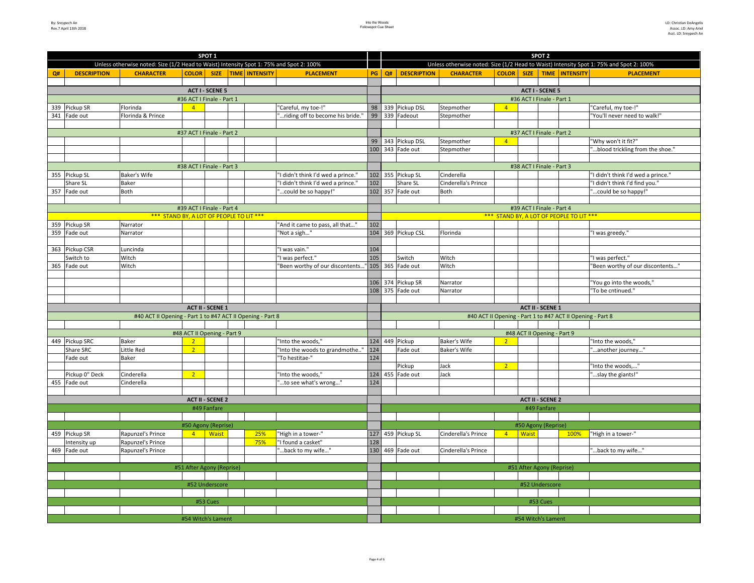By: Sreypech An
Rev.7 April 13th 2018

Into the Woods
Followspot Cue Sheet

LD: Christian DeAngelis
Assoc. LD: Amy Ariel
Asst. LD: Sreypech An

| SPOT 1 | | | | | | | | | SPOT 2 | | | | | | | | |
|---|---|---|---|---|---|---|---|---|---|---|---|---|---|---|---|---|---|
| Unless otherwise noted: Size (1/2 Head to Waist) Intensity Spot 1: 75% and Spot 2: 100% | | | | | | | | | Unless otherwise noted: Size (1/2 Head to Waist) Intensity Spot 1: 75% and Spot 2: 100% | | | | | | | | |
| Q# | DESCRIPTION | CHARACTER | COLOR | SIZE | TIME | INTENSITY | PLACEMENT | PG | Q# | DESCRIPTION | CHARACTER | COLOR | SIZE | TIME | INTENSITY | PLACEMENT |
| ACT I - SCENE 5 | | | | | | | | | ACT I - SCENE 5 | | | | | | | |
| #36 ACT I Finale - Part 1 | | | | | | | | | #36 ACT I Finale - Part 1 | | | | | | | |
| 339 | Pickup SR | Florinda | 4 | | | | "Careful, my toe-!" | 98 | 339 | Pickup DSL | Stepmother | 4 | | | | "Careful, my toe-!" |
| 341 | Fade out | Florinda & Prince | | | | | "...riding off to become his bride." | 99 | 339 | Fadeout | Stepmother | | | | | "You'll never need to walk!" |
| #37 ACT I Finale - Part 2 | | | | | | | | | #37 ACT I Finale - Part 2 | | | | | | | |
| | | | | | | | | 99 | 343 | Pickup DSL | Stepmother | 4 | | | | "Why won't it fit?" |
| | | | | | | | | 100 | 343 | Fade out | Stepmother | | | | | "...blood trickling from the shoe." |
| #38 ACT I Finale - Part 3 | | | | | | | | | #38 ACT I Finale - Part 3 | | | | | | | |
| 355 | Pickup SL | Baker's Wife | | | | | "I didn't think I'd wed a prince." | 102 | 355 | Pickup SL | Cinderella | | | | | "I didn't think I'd wed a prince." |
| | Share SL | Baker | | | | | "I didn't think I'd wed a prince." | 102 | | Share SL | Cinderella's Prince | | | | | "I didn't think I'd find you." |
| 357 | Fade out | Both | | | | | "...could be so happy!" | 102 | 357 | Fade out | Both | | | | | "...could be so happy!" |
| #39 ACT I Finale - Part 4 | | | | | | | | | #39 ACT I Finale - Part 4 | | | | | | | |
| *** STAND BY, A LOT OF PEOPLE TO LIT *** | | | | | | | | | *** STAND BY, A LOT OF PEOPLE TO LIT *** | | | | | | | |
| 359 | Pickup SR | Narrator | | | | | "And it came to pass, all that..." | 102 | | | | | | | | |
| 359 | Fade out | Narrator | | | | | "Not a sigh..." | 104 | 369 | Pickup CSL | Florinda | | | | | "I was greedy." |
| 363 | Pickup CSR | Luncinda | | | | | "I was vain." | 104 | | | | | | | | |
| | Switch to | Witch | | | | | "I was perfect." | 105 | | Switch | Witch | | | | | "I was perfect." |
| 365 | Fade out | Witch | | | | | "Been worthy of our discontents..." | 105 | 365 | Fade out | Witch | | | | | "Been worthy of our discontents..." |
| | | | | | | | | 106 | 374 | Pickup SR | Narrator | | | | | "You go into the woods," |
| | | | | | | | | 108 | 375 | Fade out | Narrator | | | | | "To be cntinued." |
| ACT II - SCENE 1 | | | | | | | | | ACT II - SCENE 1 | | | | | | | |
| #40 ACT II Opening - Part 1 to #47 ACT II Opening - Part 8 | | | | | | | | | #40 ACT II Opening - Part 1 to #47 ACT II Opening - Part 8 | | | | | | | |
| #48 ACT II Opening - Part 9 | | | | | | | | | #48 ACT II Opening - Part 9 | | | | | | | |
| 449 | Pickup SRC | Baker | 2 | | | | "Into the woods," | 124 | 449 | Pickup | Baker's Wife | 2 | | | | "Into the woods," |
| | Share SRC | Little Red | 2 | | | | "Into the woods to grandmothe.." | 124 | | Fade out | Baker's Wife | | | | | "...another journey..." |
| | Fade out | Baker | | | | | "To hestitae-" | 124 | | | | | | | | |
| | | | | | | | | | | Pickup | Jack | 2 | | | | "Into the woods,..." |
| | Pickup 0" Deck | Cinderella | 2 | | | | "Into the woods," | 124 | 455 | Fade out | Jack | | | | | "...slay the giants!" |
| 455 | Fade out | Cinderella | | | | | "...to see what's wrong..." | 124 | | | | | | | | |
| ACT II - SCENE 2 | | | | | | | | | ACT II - SCENE 2 | | | | | | | |
| #49 Fanfare | | | | | | | | | #49 Fanfare | | | | | | | |
| #50 Agony (Reprise) | | | | | | | | | #50 Agony (Reprise) | | | | | | | |
| 459 | Pickup SR | Rapunzel's Prince | 4 | Waist | | 25% | "High in a tower-" | 127 | 459 | Pickup SL | Cinderella's Prince | 4 | Waist | | 100% | "High in a tower-" |
| | Intensity up | Rapunzel's Prince | | | | 75% | "I found a casket" | 128 | | | | | | | | |
| 469 | Fade out | Rapunzel's Prince | | | | | "...back to my wife..." | 130 | 469 | Fade out | Cinderella's Prince | | | | | "...back to my wife..." |
| #51 After Agony (Reprise) | | | | | | | | | #51 After Agony (Reprise) | | | | | | | |
| #52 Underscore | | | | | | | | | #52 Underscore | | | | | | | |
| #53 Cues | | | | | | | | | #53 Cues | | | | | | | |
| #54 Witch's Lament | | | | | | | | | #54 Witch's Lament | | | | | | | |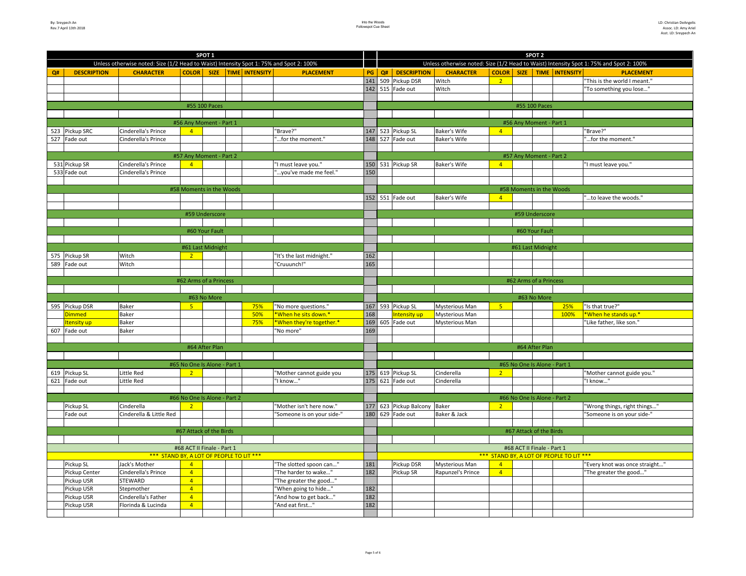By: Sreypech An
Rev.7 April 13th 2018

Into the Woods
Followspot Cue Sheet

LD: Christian DeAngelis
Assoc. LD: Amy Ariel
Asst. LD: Sreypech An

| SPOT 1 | | | | | | | | | SPOT 2 | | | | | | | | |
|---|---|---|---|---|---|---|---|---|---|---|---|---|---|---|---|---|---|
| Unless otherwise noted: Size (1/2 Head to Waist) Intensity Spot 1: 75% and Spot 2: 100% | | | | | | | | | Unless otherwise noted: Size (1/2 Head to Waist) Intensity Spot 1: 75% and Spot 2: 100% | | | | | | | | |
| Q# | DESCRIPTION | CHARACTER | COLOR | SIZE | TIME | INTENSITY | PLACEMENT | PG | Q# | DESCRIPTION | CHARACTER | COLOR | SIZE | TIME | INTENSITY | PLACEMENT |
| | | | | | | | | 141 | 509 | Pickup DSR | Witch | 2 | | | | "This is the world I meant." |
| | | | | | | | | 142 | 515 | Fade out | Witch | | | | | "To something you lose…" |
| | | | | | | | | | | | | | | | | |
| #55 100 Paces | | | | | | | | | #55 100 Paces | | | | | | | |
| | | | | | | | | | | | | | | | | |
| #56 Any Moment - Part 1 | | | | | | | | | #56 Any Moment - Part 1 | | | | | | | |
| 523 | Pickup SRC | Cinderella's Prince | 4 | | | | "Brave?" | 147 | 523 | Pickup SL | Baker's Wife | 4 | | | | "Brave?" |
| 527 | Fade out | Cinderella's Prince | | | | | "…for the moment." | 148 | 527 | Fade out | Baker's Wife | | | | | "…for the moment." |
| | | | | | | | | | | | | | | | | |
| #57 Any Moment - Part 2 | | | | | | | | | #57 Any Moment - Part 2 | | | | | | | |
| 531 | Pickup SR | Cinderella's Prince | 4 | | | | "I must leave you." | 150 | 531 | Pickup SR | Baker's Wife | 4 | | | | "I must leave you." |
| 533 | Fade out | Cinderella's Prince | | | | | "…you've made me feel." | 150 | | | | | | | | |
| | | | | | | | | | | | | | | | | |
| #58 Moments in the Woods | | | | | | | | | #58 Moments in the Woods | | | | | | | |
| | | | | | | | | 152 | 551 | Fade out | Baker's Wife | 4 | | | | "…to leave the woods." |
| | | | | | | | | | | | | | | | | |
| #59 Underscore | | | | | | | | | #59 Underscore | | | | | | | |
| | | | | | | | | | | | | | | | | |
| #60 Your Fault | | | | | | | | | #60 Your Fault | | | | | | | |
| | | | | | | | | | | | | | | | | |
| #61 Last Midnight | | | | | | | | | #61 Last Midnight | | | | | | | |
| 575 | Pickup SR | Witch | 2 | | | | "It's the last midnight." | 162 | | | | | | | | |
| 589 | Fade out | Witch | | | | | "Cruuunch!" | 165 | | | | | | | | |
| | | | | | | | | | | | | | | | | |
| #62 Arms of a Princess | | | | | | | | | #62 Arms of a Princess | | | | | | | |
| | | | | | | | | | | | | | | | | |
| #63 No More | | | | | | | | | #63 No More | | | | | | | |
| 595 | Pickup DSR | Baker | 5 | | | 75% | "No more questions." | 167 | 593 | Pickup SL | Mysterious Man | 5 | | | 25% | "Is that true?" |
| | Dimmed | Baker | | | | 50% | *When he sits down.* | 168 | | Intensity up | Mysterious Man | | | | 100% | *When he stands up.* |
| | Itensity up | Baker | | | | 75% | *When they're together.* | 169 | 605 | Fade out | Mysterious Man | | | | | "Like father, like son." |
| 607 | Fade out | Baker | | | | | "No more" | 169 | | | | | | | | |
| | | | | | | | | | | | | | | | | |
| #64 After Plan | | | | | | | | | #64 After Plan | | | | | | | |
| | | | | | | | | | | | | | | | | |
| #65 No One Is Alone - Part 1 | | | | | | | | | #65 No One Is Alone - Part 1 | | | | | | | |
| 619 | Pickup SL | Little Red | 2 | | | | "Mother cannot guide you | 175 | 619 | Pickup SL | Cinderella | 2 | | | | "Mother cannot guide you." |
| 621 | Fade out | Little Red | | | | | "I know…" | 175 | 621 | Fade out | Cinderella | | | | | "I know…" |
| | | | | | | | | | | | | | | | | |
| #66 No One Is Alone - Part 2 | | | | | | | | | #66 No One Is Alone - Part 2 | | | | | | | |
| | Pickup SL | Cinderella | 2 | | | | "Mother isn't here now." | 177 | 623 | Pickup Balcony | Baker | 2 | | | | "Wrong things, right things…" |
| | Fade out | Cinderella & Little Red | | | | | "Someone is on your side-" | 180 | 629 | Fade out | Baker & Jack | | | | | "Someone is on your side-" |
| | | | | | | | | | | | | | | | | |
| #67 Attack of the Birds | | | | | | | | | #67 Attack of the Birds | | | | | | | |
| | | | | | | | | | | | | | | | | |
| #68 ACT II Finale - Part 1 | | | | | | | | | #68 ACT II Finale - Part 1 | | | | | | | |
| *** STAND BY, A LOT OF PEOPLE TO LIT *** | | | | | | | | | *** STAND BY, A LOT OF PEOPLE TO LIT *** | | | | | | | |
| | Pickup SL | Jack's Mother | 4 | | | | "The slotted spoon can…" | 181 | | Pickup DSR | Mysterious Man | 4 | | | | "Every knot was once straight…" |
| | Pickup Center | Cinderella's Prince | 4 | | | | "The harder to wake…" | 182 | | Pickup SR | Rapunzel's Prince | 4 | | | | "The greater the good…" |
| | Pickup USR | STEWARD | 4 | | | | "The greater the good…" | | | | | | | | | |
| | Pickup USR | Stepmother | 4 | | | | "When going to hide…" | 182 | | | | | | | | |
| | Pickup USR | Cinderella's Father | 4 | | | | "And how to get back…" | 182 | | | | | | | | |
| | Pickup USR | Florinda & Lucinda | 4 | | | | "And eat first…" | 182 | | | | | | | | |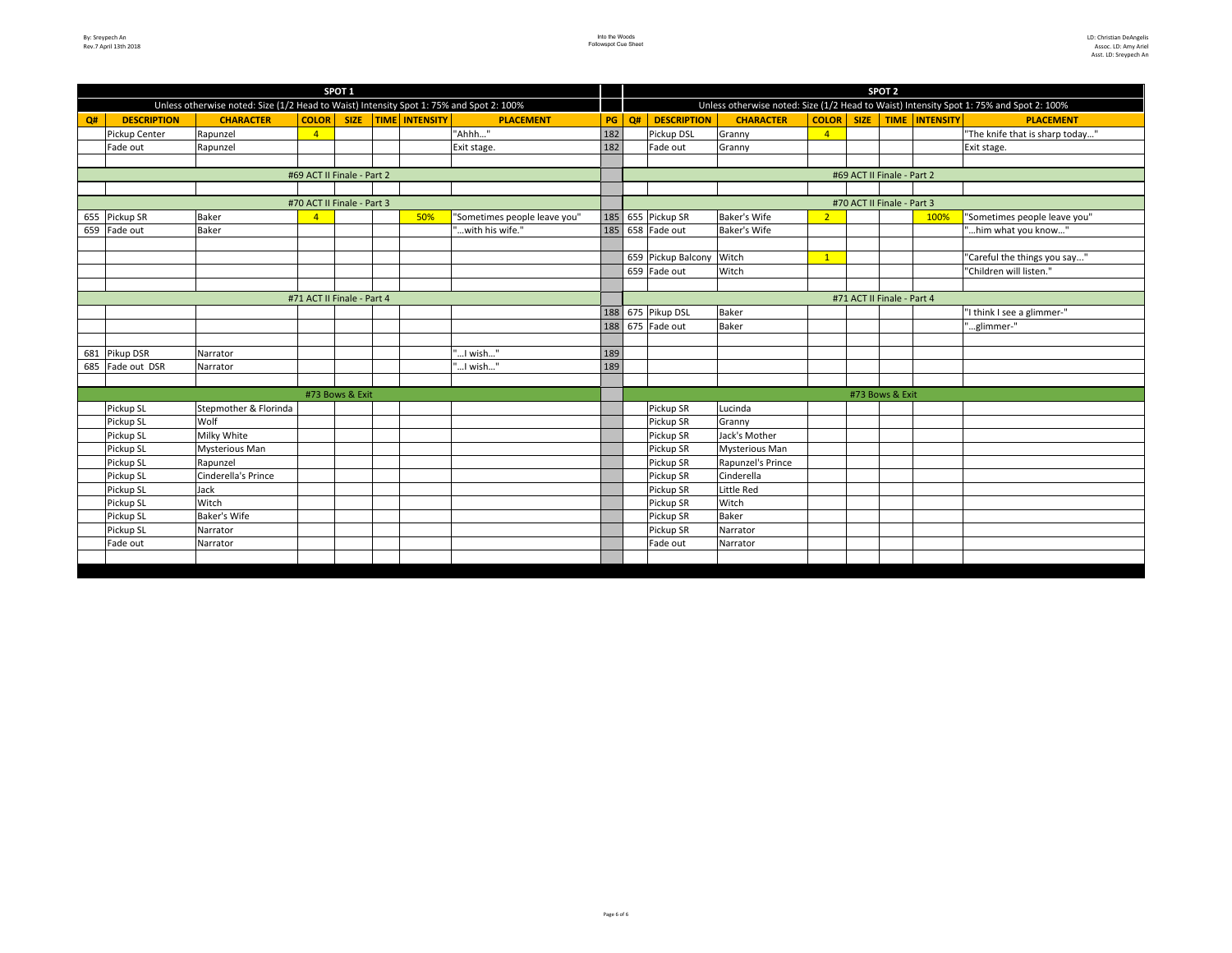| SPOT 1 | | | | | | | | | SPOT 2 | | | | | | | | |
|---|---|---|---|---|---|---|---|---|---|---|---|---|---|---|---|---|---|
| Unless otherwise noted: Size (1/2 Head to Waist) Intensity Spot 1: 75% and Spot 2: 100% | | | | | | | | | Unless otherwise noted: Size (1/2 Head to Waist) Intensity Spot 1: 75% and Spot 2: 100% | | | | | | | | |
| Q# | DESCRIPTION | CHARACTER | COLOR | SIZE | TIME | INTENSITY | PLACEMENT | PG | Q# | DESCRIPTION | CHARACTER | COLOR | SIZE | TIME | INTENSITY | PLACEMENT |
| | Pickup Center | Rapunzel | 4 | | | | "Ahhh..." | 182 | | Pickup DSL | Granny | 4 | | | | "The knife that is sharp today..." |
| | Fade out | Rapunzel | | | | | Exit stage. | 182 | | Fade out | Granny | | | | | Exit stage. |
| | | | | | | | | | | | | | | | | |
| #69 ACT II Finale - Part 2 | | | | | | | | | #69 ACT II Finale - Part 2 | | | | | | | |
| | | | | | | | | | | | | | | | | |
| #70 ACT II Finale - Part 3 | | | | | | | | | #70 ACT II Finale - Part 3 | | | | | | | |
| 655 | Pickup SR | Baker | 4 | | | 50% | "Sometimes people leave you" | 185 | 655 | Pickup SR | Baker's Wife | 2 | | | 100% | "Sometimes people leave you" |
| 659 | Fade out | Baker | | | | | "...with his wife." | 185 | 658 | Fade out | Baker's Wife | | | | | "...him what you know..." |
| | | | | | | | | | | | | | | | | |
| | | | | | | | | | 659 | Pickup Balcony | Witch | 1 | | | | "Careful the things you say..." |
| | | | | | | | | | 659 | Fade out | Witch | | | | | "Children will listen." |
| | | | | | | | | | | | | | | | | |
| #71 ACT II Finale - Part 4 | | | | | | | | | #71 ACT II Finale - Part 4 | | | | | | | |
| | | | | | | | | 188 | 675 | Pikup DSL | Baker | | | | | "I think I see a glimmer-" |
| | | | | | | | | 188 | 675 | Fade out | Baker | | | | | "...glimmer-" |
| | | | | | | | | | | | | | | | | |
| 681 | Pikup DSR | Narrator | | | | | "...I wish..." | 189 | | | | | | | | |
| 685 | Fade out DSR | Narrator | | | | | "...I wish..." | 189 | | | | | | | | |
| | | | | | | | | | | | | | | | | |
| #73 Bows & Exit | | | | | | | | | #73 Bows & Exit | | | | | | | |
| | Pickup SL | Stepmother & Florinda | | | | | | | | Pickup SR | Lucinda | | | | | |
| | Pickup SL | Wolf | | | | | | | | Pickup SR | Granny | | | | | |
| | Pickup SL | Milky White | | | | | | | | Pickup SR | Jack's Mother | | | | | |
| | Pickup SL | Mysterious Man | | | | | | | | Pickup SR | Mysterious Man | | | | | |
| | Pickup SL | Rapunzel | | | | | | | | Pickup SR | Rapunzel's Prince | | | | | |
| | Pickup SL | Cinderella's Prince | | | | | | | | Pickup SR | Cinderella | | | | | |
| | Pickup SL | Jack | | | | | | | | Pickup SR | Little Red | | | | | |
| | Pickup SL | Witch | | | | | | | | Pickup SR | Witch | | | | | |
| | Pickup SL | Baker's Wife | | | | | | | | Pickup SR | Baker | | | | | |
| | Pickup SL | Narrator | | | | | | | | Pickup SR | Narrator | | | | | |
| | Fade out | Narrator | | | | | | | | Fade out | Narrator | | | | | |